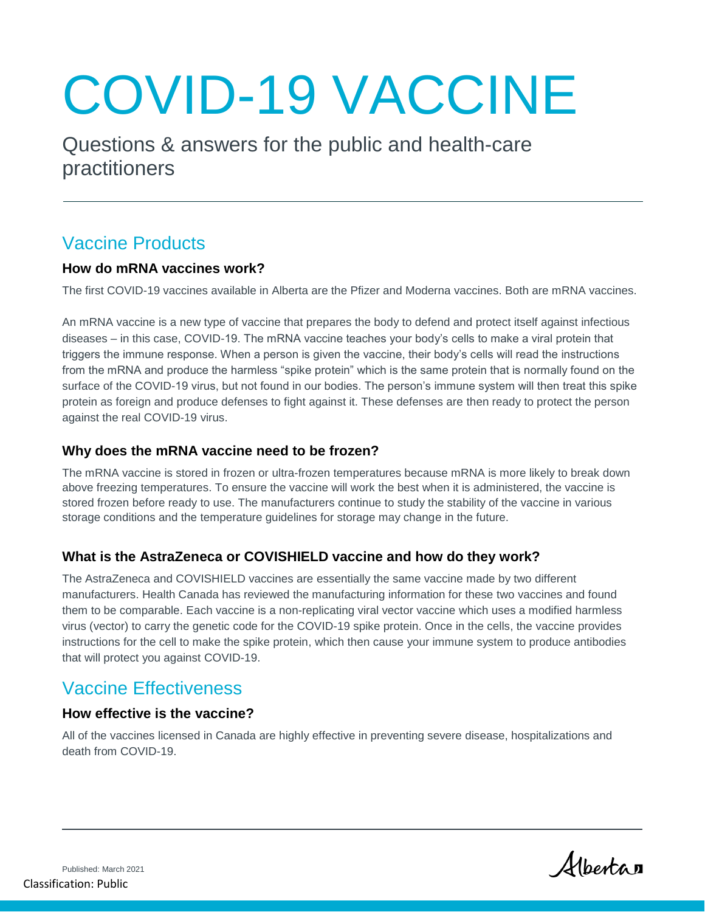# COVID-19 VACCINE

Questions & answers for the public and health-care practitioners

## Vaccine Products

### How do mRNA vaccines work?

The first COVID-19 vaccines available in Alberta are the Pfizer and Moderna vaccines. Both are mRNA vaccines.

An mRNA vaccine is a new type of vaccine that prepares the body to defend and protect itself against infectious diseases – in this case, COVID-19. The mRNA vaccine teaches your body's cells to make a viral protein that triggers the immune response. When a person is given the vaccine, their body's cells will read the instructions from the mRNA and produce the harmless "spike protein" which is the same protein that is normally found on the surface of the COVID-19 virus, but not found in our bodies. The person's immune system will then treat this spike protein as foreign and produce defenses to fight against it. These defenses are then ready to protect the person against the real COVID-19 virus.

### Why does the mRNA vaccine need to be frozen?

The mRNA vaccine is stored in frozen or ultra-frozen temperatures because mRNA is more likely to break down above freezing temperatures. To ensure the vaccine will work the best when it is administered, the vaccine is stored frozen before ready to use. The manufacturers continue to study the stability of the vaccine in various storage conditions and the temperature guidelines for storage may change in the future.

### What is the AstraZeneca or COVISHIELD vaccine and how do they work?

The AstraZeneca and COVISHIELD vaccines are essentially the same vaccine made by two different manufacturers. Health Canada has reviewed the manufacturing information for these two vaccines and found them to be comparable. Each vaccine is a non-replicating viral vector vaccine which uses a modified harmless virus (vector) to carry the genetic code for the COVID-19 spike protein. Once in the cells, the vaccine provides instructions for the cell to make the spike protein, which then cause your immune system to produce antibodies that will protect you against COVID-19.

## Vaccine Effectiveness

### How effective is the vaccine?

All of the vaccines licensed in Canada are highly effective in preventing severe disease, hospitalizations and death from COVID-19.

Published: March 2021

Classification: Public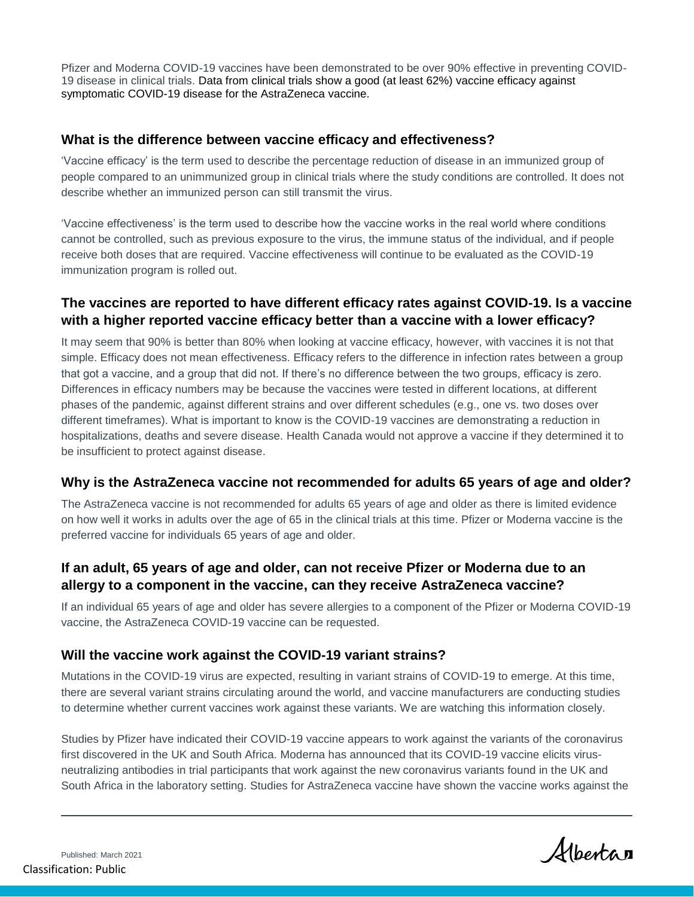Pfizer and Moderna COVID-19 vaccines have been demonstrated to be over 90% effective in preventing COVID-19 disease in clinical trials. Data from clinical trials show a good (at least 62%) vaccine efficacy against symptomatic COVID-19 disease for the AstraZeneca vaccine.

## What is the difference between vaccine efficacy and effectiveness?

'Vaccine efficacy' is the term used to describe the percentage reduction of disease in an immunized group of people compared to an unimmunized group in clinical trials where the study conditions are controlled. It does not describe whether an immunized person can still transmit the virus.

'Vaccine effectiveness' is the term used to describe how the vaccine works in the real world where conditions cannot be controlled, such as previous exposure to the virus, the immune status of the individual, and if people receive both doses that are required. Vaccine effectiveness will continue to be evaluated as the COVID-19 immunization program is rolled out.

## The vaccines are reported to have different efficacy rates against COVID-19. Is a vaccine with a higher reported vaccine efficacy better than a vaccine with a lower efficacy?

It may seem that 90% is better than 80% when looking at vaccine efficacy, however, with vaccines it is not that simple. Efficacy does not mean effectiveness. Efficacy refers to the difference in infection rates between a group that got a vaccine, and a group that did not. If there's no difference between the two groups, efficacy is zero. Differences in efficacy numbers may be because the vaccines were tested in different locations, at different phases of the pandemic, against different strains and over different schedules (e.g., one vs. two doses over different timeframes). What is important to know is the COVID-19 vaccines are demonstrating a reduction in hospitalizations, deaths and severe disease. Health Canada would not approve a vaccine if they determined it to be insufficient to protect against disease.

## Why is the AstraZeneca vaccine not recommended for adults 65 years of age and older?

The AstraZeneca vaccine is not recommended for adults 65 years of age and older as there is limited evidence on how well it works in adults over the age of 65 in the clinical trials at this time. Pfizer or Moderna vaccine is the preferred vaccine for individuals 65 years of age and older.

## If an adult, 65 years of age and older, can not receive Pfizer or Moderna due to an allergy to a component in the vaccine, can they receive AstraZeneca vaccine?

If an individual 65 years of age and older has severe allergies to a component of the Pfizer or Moderna COVID-19 vaccine, the AstraZeneca COVID-19 vaccine can be requested.

## Will the vaccine work against the COVID-19 variant strains?

Mutations in the COVID-19 virus are expected, resulting in variant strains of COVID-19 to emerge. At this time, there are several variant strains circulating around the world, and vaccine manufacturers are conducting studies to determine whether current vaccines work against these variants. We are watching this information closely.

Studies by Pfizer have indicated their COVID-19 vaccine appears to work against the variants of the coronavirus first discovered in the UK and South Africa. Moderna has announced that its COVID-19 vaccine elicits virus-neutralizing antibodies in trial participants that work against the new coronavirus variants found in the UK and South Africa in the laboratory setting. Studies for AstraZeneca vaccine have shown the vaccine works against the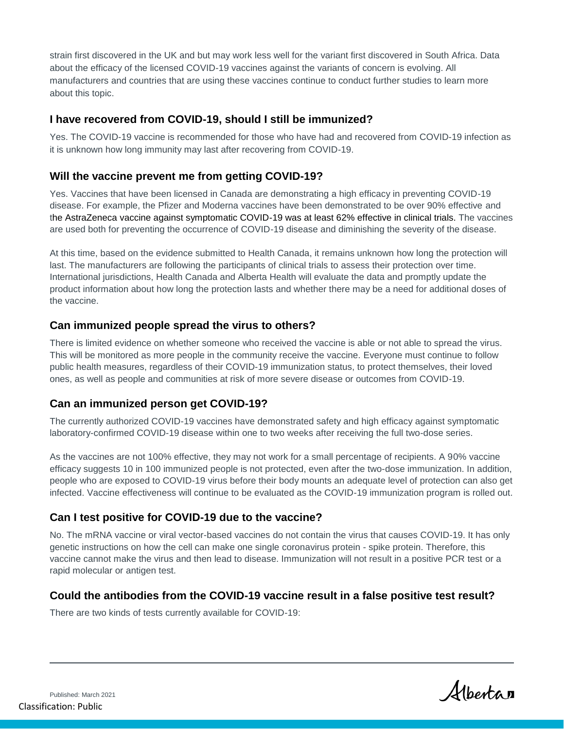strain first discovered in the UK and but may work less well for the variant first discovered in South Africa. Data about the efficacy of the licensed COVID-19 vaccines against the variants of concern is evolving. All manufacturers and countries that are using these vaccines continue to conduct further studies to learn more about this topic.

### I have recovered from COVID-19, should I still be immunized?

Yes. The COVID-19 vaccine is recommended for those who have had and recovered from COVID-19 infection as it is unknown how long immunity may last after recovering from COVID-19.

### Will the vaccine prevent me from getting COVID-19?

Yes. Vaccines that have been licensed in Canada are demonstrating a high efficacy in preventing COVID-19 disease. For example, the Pfizer and Moderna vaccines have been demonstrated to be over 90% effective and the AstraZeneca vaccine against symptomatic COVID-19 was at least 62% effective in clinical trials. The vaccines are used both for preventing the occurrence of COVID-19 disease and diminishing the severity of the disease.

At this time, based on the evidence submitted to Health Canada, it remains unknown how long the protection will last. The manufacturers are following the participants of clinical trials to assess their protection over time. International jurisdictions, Health Canada and Alberta Health will evaluate the data and promptly update the product information about how long the protection lasts and whether there may be a need for additional doses of the vaccine.

### Can immunized people spread the virus to others?

There is limited evidence on whether someone who received the vaccine is able or not able to spread the virus. This will be monitored as more people in the community receive the vaccine. Everyone must continue to follow public health measures, regardless of their COVID-19 immunization status, to protect themselves, their loved ones, as well as people and communities at risk of more severe disease or outcomes from COVID-19.

### Can an immunized person get COVID-19?

The currently authorized COVID-19 vaccines have demonstrated safety and high efficacy against symptomatic laboratory-confirmed COVID-19 disease within one to two weeks after receiving the full two-dose series.

As the vaccines are not 100% effective, they may not work for a small percentage of recipients. A 90% vaccine efficacy suggests 10 in 100 immunized people is not protected, even after the two-dose immunization. In addition, people who are exposed to COVID-19 virus before their body mounts an adequate level of protection can also get infected. Vaccine effectiveness will continue to be evaluated as the COVID-19 immunization program is rolled out.

### Can I test positive for COVID-19 due to the vaccine?

No. The mRNA vaccine or viral vector-based vaccines do not contain the virus that causes COVID-19. It has only genetic instructions on how the cell can make one single coronavirus protein - spike protein. Therefore, this vaccine cannot make the virus and then lead to disease. Immunization will not result in a positive PCR test or a rapid molecular or antigen test.

### Could the antibodies from the COVID-19 vaccine result in a false positive test result?

There are two kinds of tests currently available for COVID-19: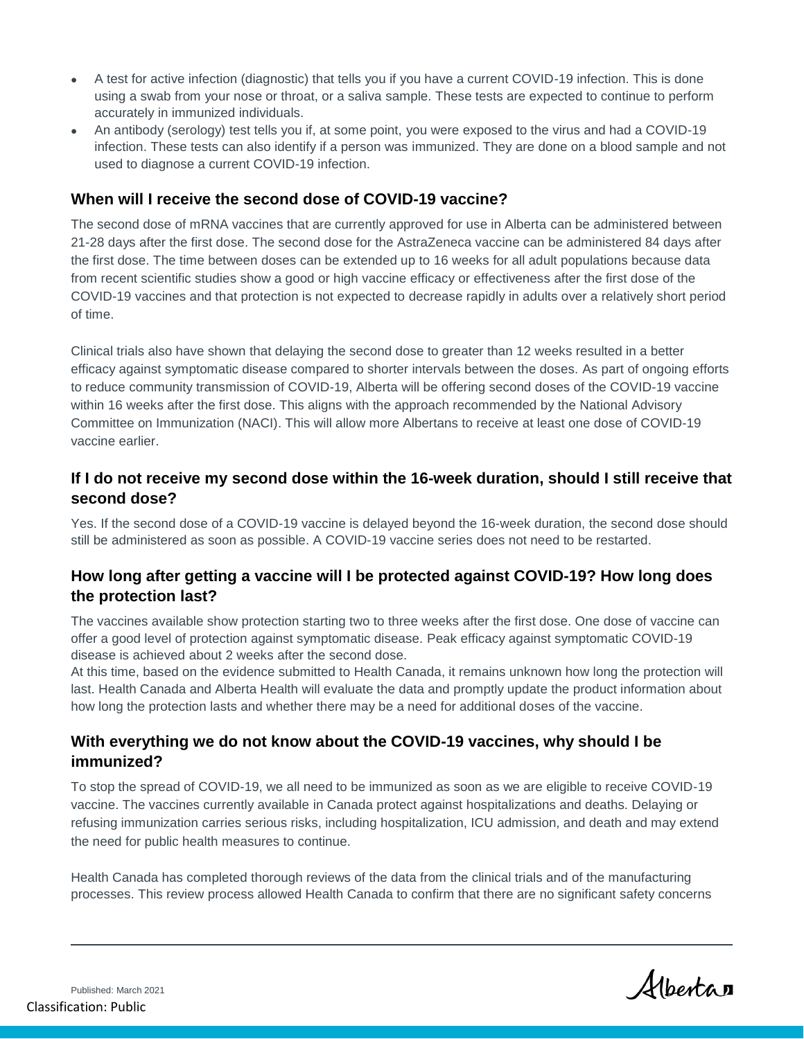- A test for active infection (diagnostic) that tells you if you have a current COVID-19 infection. This is done using a swab from your nose or throat, or a saliva sample. These tests are expected to continue to perform accurately in immunized individuals.
- An antibody (serology) test tells you if, at some point, you were exposed to the virus and had a COVID-19 infection. These tests can also identify if a person was immunized. They are done on a blood sample and not used to diagnose a current COVID-19 infection.

### When will I receive the second dose of COVID-19 vaccine?

The second dose of mRNA vaccines that are currently approved for use in Alberta can be administered between 21-28 days after the first dose. The second dose for the AstraZeneca vaccine can be administered 84 days after the first dose. The time between doses can be extended up to 16 weeks for all adult populations because data from recent scientific studies show a good or high vaccine efficacy or effectiveness after the first dose of the COVID-19 vaccines and that protection is not expected to decrease rapidly in adults over a relatively short period of time.

Clinical trials also have shown that delaying the second dose to greater than 12 weeks resulted in a better efficacy against symptomatic disease compared to shorter intervals between the doses. As part of ongoing efforts to reduce community transmission of COVID-19, Alberta will be offering second doses of the COVID-19 vaccine within 16 weeks after the first dose. This aligns with the approach recommended by the National Advisory Committee on Immunization (NACI). This will allow more Albertans to receive at least one dose of COVID-19 vaccine earlier.

### If I do not receive my second dose within the 16-week duration, should I still receive that second dose?

Yes. If the second dose of a COVID-19 vaccine is delayed beyond the 16-week duration, the second dose should still be administered as soon as possible. A COVID-19 vaccine series does not need to be restarted.

### How long after getting a vaccine will I be protected against COVID-19? How long does the protection last?

The vaccines available show protection starting two to three weeks after the first dose. One dose of vaccine can offer a good level of protection against symptomatic disease. Peak efficacy against symptomatic COVID-19 disease is achieved about 2 weeks after the second dose.
At this time, based on the evidence submitted to Health Canada, it remains unknown how long the protection will last. Health Canada and Alberta Health will evaluate the data and promptly update the product information about how long the protection lasts and whether there may be a need for additional doses of the vaccine.

### With everything we do not know about the COVID-19 vaccines, why should I be immunized?

To stop the spread of COVID-19, we all need to be immunized as soon as we are eligible to receive COVID-19 vaccine. The vaccines currently available in Canada protect against hospitalizations and deaths. Delaying or refusing immunization carries serious risks, including hospitalization, ICU admission, and death and may extend the need for public health measures to continue.

Health Canada has completed thorough reviews of the data from the clinical trials and of the manufacturing processes. This review process allowed Health Canada to confirm that there are no significant safety concerns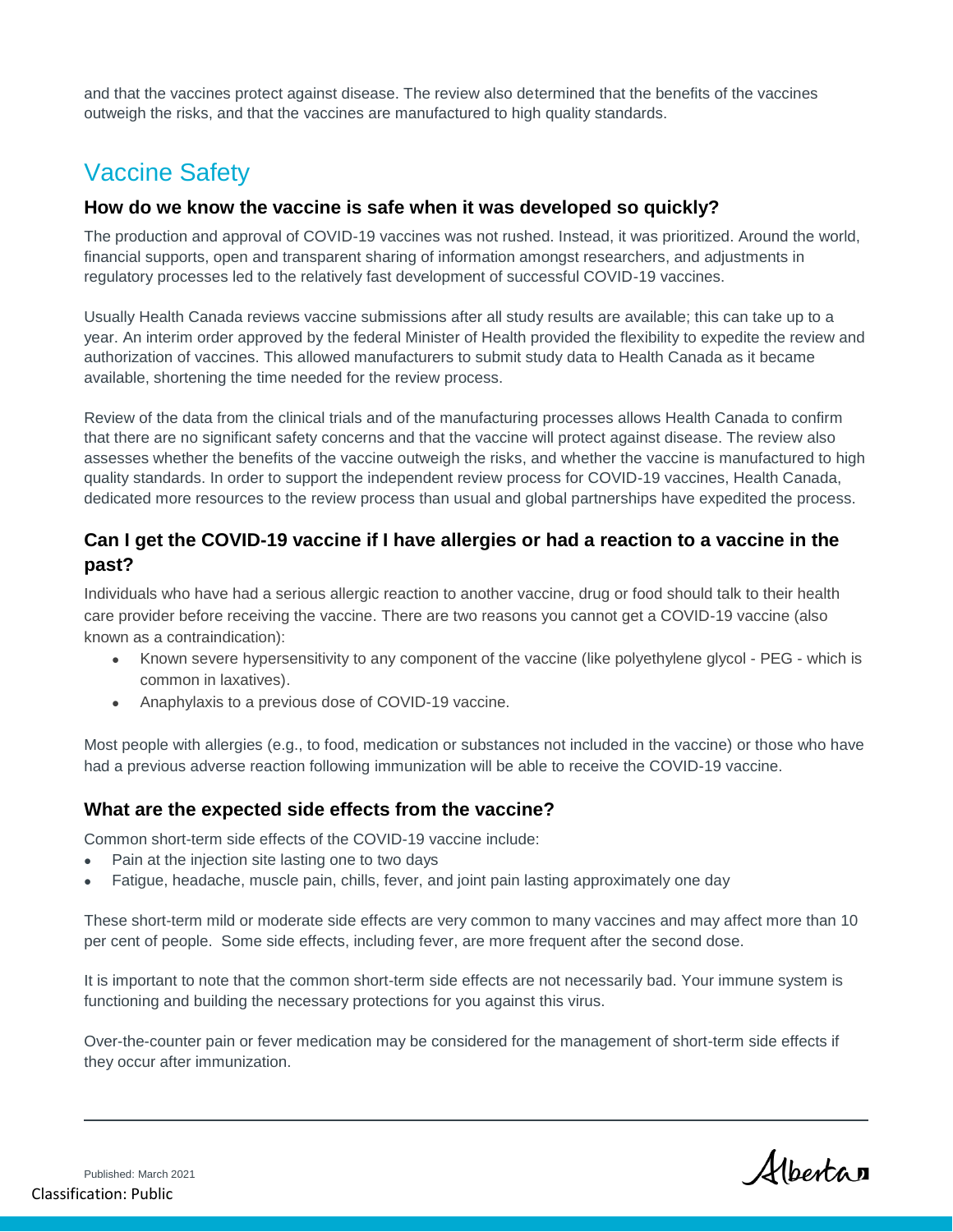and that the vaccines protect against disease. The review also determined that the benefits of the vaccines outweigh the risks, and that the vaccines are manufactured to high quality standards.

## Vaccine Safety

### How do we know the vaccine is safe when it was developed so quickly?

The production and approval of COVID-19 vaccines was not rushed. Instead, it was prioritized. Around the world, financial supports, open and transparent sharing of information amongst researchers, and adjustments in regulatory processes led to the relatively fast development of successful COVID-19 vaccines.

Usually Health Canada reviews vaccine submissions after all study results are available; this can take up to a year. An interim order approved by the federal Minister of Health provided the flexibility to expedite the review and authorization of vaccines. This allowed manufacturers to submit study data to Health Canada as it became available, shortening the time needed for the review process.

Review of the data from the clinical trials and of the manufacturing processes allows Health Canada to confirm that there are no significant safety concerns and that the vaccine will protect against disease. The review also assesses whether the benefits of the vaccine outweigh the risks, and whether the vaccine is manufactured to high quality standards. In order to support the independent review process for COVID-19 vaccines, Health Canada, dedicated more resources to the review process than usual and global partnerships have expedited the process.

### Can I get the COVID-19 vaccine if I have allergies or had a reaction to a vaccine in the past?

Individuals who have had a serious allergic reaction to another vaccine, drug or food should talk to their health care provider before receiving the vaccine. There are two reasons you cannot get a COVID-19 vaccine (also known as a contraindication):

- Known severe hypersensitivity to any component of the vaccine (like polyethylene glycol - PEG - which is common in laxatives).
- Anaphylaxis to a previous dose of COVID-19 vaccine.

Most people with allergies (e.g., to food, medication or substances not included in the vaccine) or those who have had a previous adverse reaction following immunization will be able to receive the COVID-19 vaccine.

### What are the expected side effects from the vaccine?

Common short-term side effects of the COVID-19 vaccine include:

- Pain at the injection site lasting one to two days
- Fatigue, headache, muscle pain, chills, fever, and joint pain lasting approximately one day

These short-term mild or moderate side effects are very common to many vaccines and may affect more than 10 per cent of people. Some side effects, including fever, are more frequent after the second dose.

It is important to note that the common short-term side effects are not necessarily bad. Your immune system is functioning and building the necessary protections for you against this virus.

Over-the-counter pain or fever medication may be considered for the management of short-term side effects if they occur after immunization.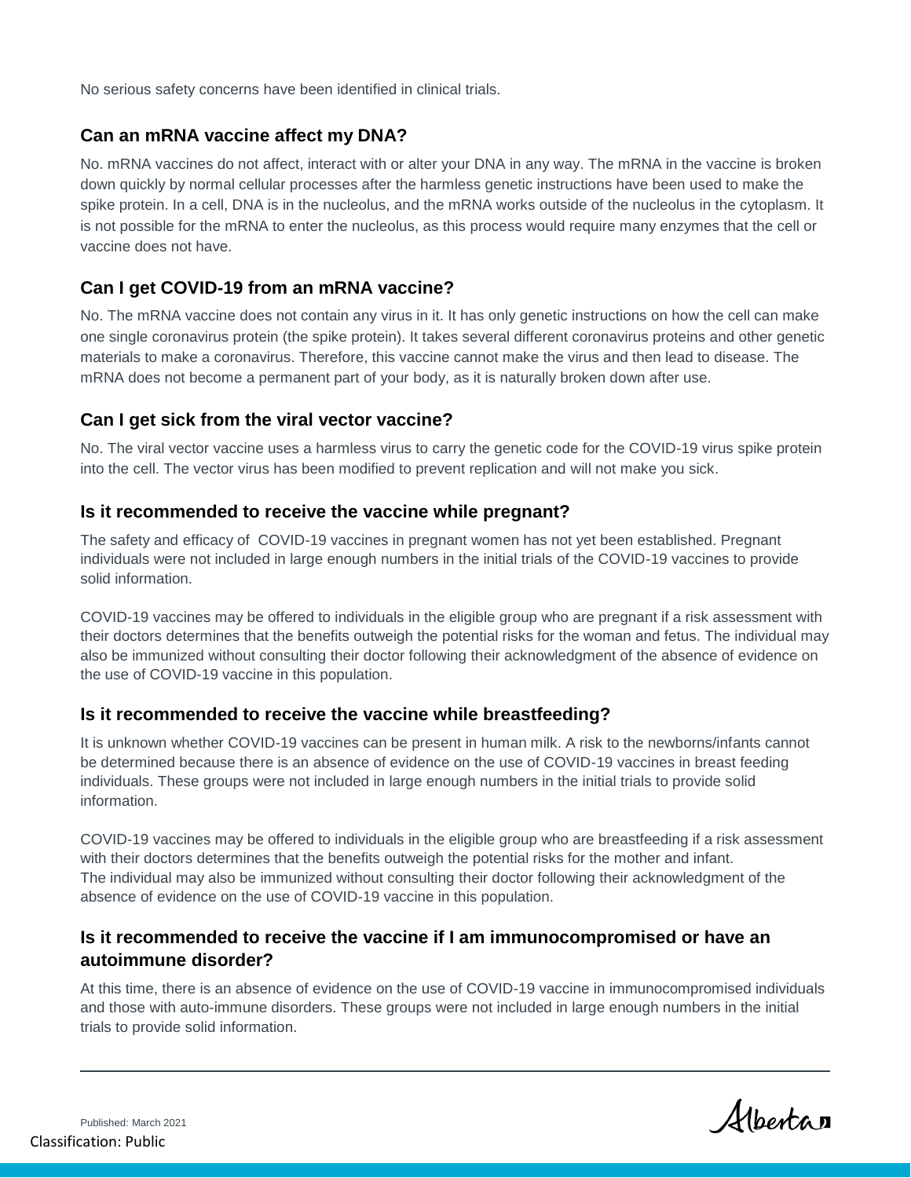No serious safety concerns have been identified in clinical trials.

### Can an mRNA vaccine affect my DNA?

No. mRNA vaccines do not affect, interact with or alter your DNA in any way. The mRNA in the vaccine is broken down quickly by normal cellular processes after the harmless genetic instructions have been used to make the spike protein. In a cell, DNA is in the nucleolus, and the mRNA works outside of the nucleolus in the cytoplasm. It is not possible for the mRNA to enter the nucleolus, as this process would require many enzymes that the cell or vaccine does not have.

### Can I get COVID-19 from an mRNA vaccine?

No. The mRNA vaccine does not contain any virus in it. It has only genetic instructions on how the cell can make one single coronavirus protein (the spike protein). It takes several different coronavirus proteins and other genetic materials to make a coronavirus. Therefore, this vaccine cannot make the virus and then lead to disease. The mRNA does not become a permanent part of your body, as it is naturally broken down after use.

### Can I get sick from the viral vector vaccine?

No. The viral vector vaccine uses a harmless virus to carry the genetic code for the COVID-19 virus spike protein into the cell. The vector virus has been modified to prevent replication and will not make you sick.

### Is it recommended to receive the vaccine while pregnant?

The safety and efficacy of COVID-19 vaccines in pregnant women has not yet been established. Pregnant individuals were not included in large enough numbers in the initial trials of the COVID-19 vaccines to provide solid information.

COVID-19 vaccines may be offered to individuals in the eligible group who are pregnant if a risk assessment with their doctors determines that the benefits outweigh the potential risks for the woman and fetus. The individual may also be immunized without consulting their doctor following their acknowledgment of the absence of evidence on the use of COVID-19 vaccine in this population.

### Is it recommended to receive the vaccine while breastfeeding?

It is unknown whether COVID-19 vaccines can be present in human milk. A risk to the newborns/infants cannot be determined because there is an absence of evidence on the use of COVID-19 vaccines in breast feeding individuals. These groups were not included in large enough numbers in the initial trials to provide solid information.

COVID-19 vaccines may be offered to individuals in the eligible group who are breastfeeding if a risk assessment with their doctors determines that the benefits outweigh the potential risks for the mother and infant. The individual may also be immunized without consulting their doctor following their acknowledgment of the absence of evidence on the use of COVID-19 vaccine in this population.

### Is it recommended to receive the vaccine if I am immunocompromised or have an autoimmune disorder?

At this time, there is an absence of evidence on the use of COVID-19 vaccine in immunocompromised individuals and those with auto-immune disorders. These groups were not included in large enough numbers in the initial trials to provide solid information.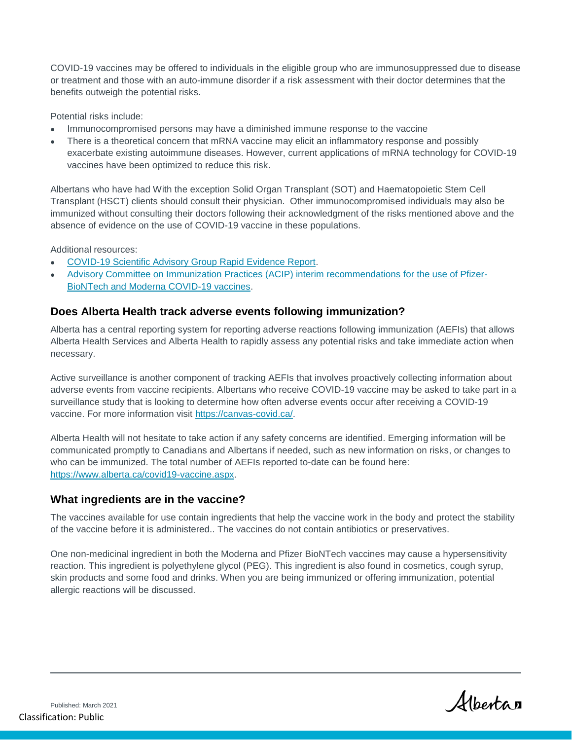COVID-19 vaccines may be offered to individuals in the eligible group who are immunosuppressed due to disease or treatment and those with an auto-immune disorder if a risk assessment with their doctor determines that the benefits outweigh the potential risks.

Potential risks include:

- Immunocompromised persons may have a diminished immune response to the vaccine
- There is a theoretical concern that mRNA vaccine may elicit an inflammatory response and possibly exacerbate existing autoimmune diseases. However, current applications of mRNA technology for COVID-19 vaccines have been optimized to reduce this risk.

Albertans who have had With the exception Solid Organ Transplant (SOT) and Haematopoietic Stem Cell Transplant (HSCT) clients should consult their physician. Other immunocompromised individuals may also be immunized without consulting their doctors following their acknowledgment of the risks mentioned above and the absence of evidence on the use of COVID-19 vaccine in these populations.

Additional resources:

- [COVID-19 Scientific Advisory Group Rapid Evidence Report](#).
- [Advisory Committee on Immunization Practices (ACIP) interim recommendations for the use of Pfizer-BioNTech and Moderna COVID-19 vaccines](#).

## Does Alberta Health track adverse events following immunization?

Alberta has a central reporting system for reporting adverse reactions following immunization (AEFIs) that allows Alberta Health Services and Alberta Health to rapidly assess any potential risks and take immediate action when necessary.

Active surveillance is another component of tracking AEFIs that involves proactively collecting information about adverse events from vaccine recipients. Albertans who receive COVID-19 vaccine may be asked to take part in a surveillance study that is looking to determine how often adverse events occur after receiving a COVID-19 vaccine. For more information visit https://canvas-covid.ca/.

Alberta Health will not hesitate to take action if any safety concerns are identified. Emerging information will be communicated promptly to Canadians and Albertans if needed, such as new information on risks, or changes to who can be immunized. The total number of AEFIs reported to-date can be found here: https://www.alberta.ca/covid19-vaccine.aspx.

## What ingredients are in the vaccine?

The vaccines available for use contain ingredients that help the vaccine work in the body and protect the stability of the vaccine before it is administered.. The vaccines do not contain antibiotics or preservatives.

One non-medicinal ingredient in both the Moderna and Pfizer BioNTech vaccines may cause a hypersensitivity reaction. This ingredient is polyethylene glycol (PEG). This ingredient is also found in cosmetics, cough syrup, skin products and some food and drinks. When you are being immunized or offering immunization, potential allergic reactions will be discussed.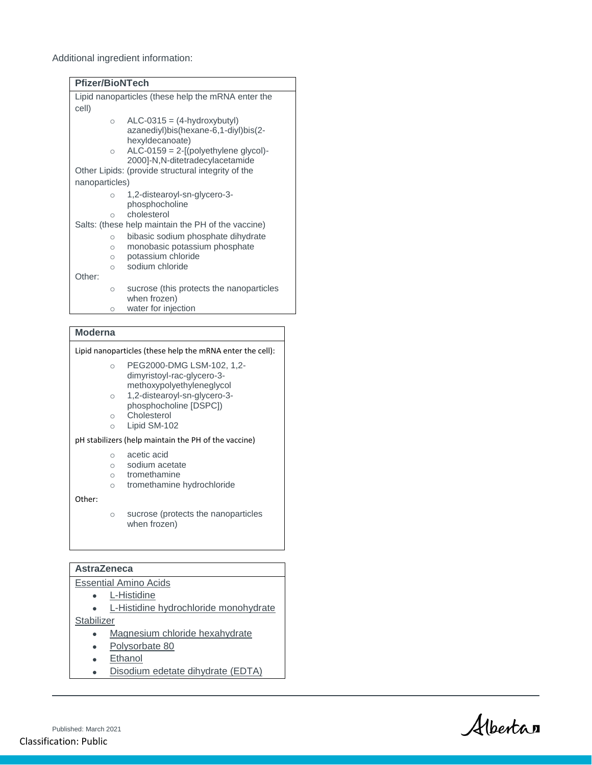Additional ingredient information:

**Pfizer/BioNTech**

Lipid nanoparticles (these help the mRNA enter the cell)

- ALC-0315 = (4-hydroxybutyl) azanediyl)bis(hexane-6,1-diyl)bis(2-hexyldecanoate)
- ALC-0159 = 2-[(polyethylene glycol)-2000]-N,N-ditetradecylacetamide

Other Lipids: (provide structural integrity of the nanoparticles)

- 1,2-distearoyl-sn-glycero-3-phosphocholine
- cholesterol

Salts: (these help maintain the PH of the vaccine)

- bibasic sodium phosphate dihydrate
- monobasic potassium phosphate
- potassium chloride
- sodium chloride

Other:

- sucrose (this protects the nanoparticles when frozen)
- water for injection

**Moderna**

Lipid nanoparticles (these help the mRNA enter the cell):

- PEG2000-DMG LSM-102, 1,2-dimyristoyl-rac-glycero-3-methoxypolyethyleneglycol
- 1,2-distearoyl-sn-glycero-3-phosphocholine [DSPC])
- Cholesterol
- Lipid SM-102

pH stabilizers (help maintain the PH of the vaccine)

- acetic acid
- sodium acetate
- tromethamine
- tromethamine hydrochloride

Other:

- sucrose (protects the nanoparticles when frozen)

**AstraZeneca**

Essential Amino Acids

- L-Histidine
- L-Histidine hydrochloride monohydrate

Stabilizer

- Magnesium chloride hexahydrate
- Polysorbate 80
- Ethanol
- Disodium edetate dihydrate (EDTA)

Published: March 2021

Classification: Public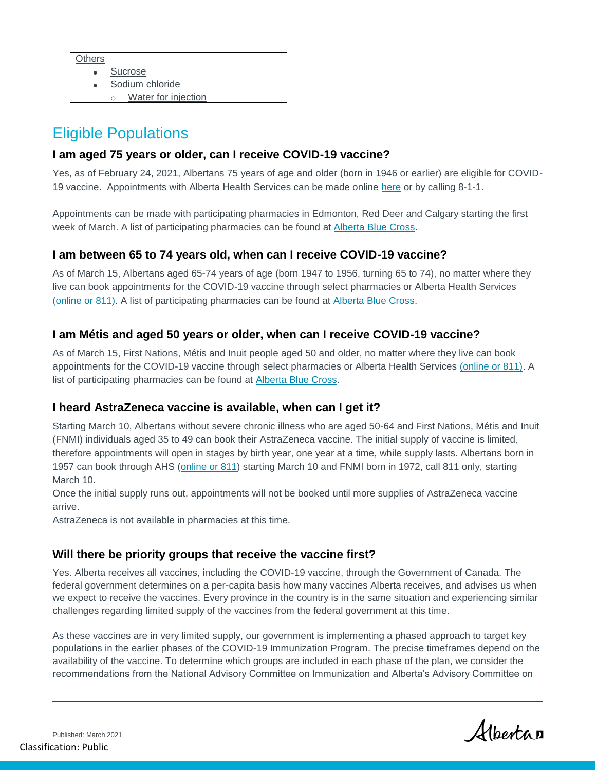Others

- Sucrose
- Sodium chloride
  - Water for injection

## Eligible Populations

### I am aged 75 years or older, can I receive COVID-19 vaccine?

Yes, as of February 24, 2021, Albertans 75 years of age and older (born in 1946 or earlier) are eligible for COVID-19 vaccine. Appointments with Alberta Health Services can be made online here or by calling 8-1-1.

Appointments can be made with participating pharmacies in Edmonton, Red Deer and Calgary starting the first week of March. A list of participating pharmacies can be found at Alberta Blue Cross.

### I am between 65 to 74 years old, when can I receive COVID-19 vaccine?

As of March 15, Albertans aged 65-74 years of age (born 1947 to 1956, turning 65 to 74), no matter where they live can book appointments for the COVID-19 vaccine through select pharmacies or Alberta Health Services (online or 811). A list of participating pharmacies can be found at Alberta Blue Cross.

### I am Métis and aged 50 years or older, when can I receive COVID-19 vaccine?

As of March 15, First Nations, Métis and Inuit people aged 50 and older, no matter where they live can book appointments for the COVID-19 vaccine through select pharmacies or Alberta Health Services (online or 811). A list of participating pharmacies can be found at Alberta Blue Cross.

### I heard AstraZeneca vaccine is available, when can I get it?

Starting March 10, Albertans without severe chronic illness who are aged 50-64 and First Nations, Métis and Inuit (FNMI) individuals aged 35 to 49 can book their AstraZeneca vaccine. The initial supply of vaccine is limited, therefore appointments will open in stages by birth year, one year at a time, while supply lasts. Albertans born in 1957 can book through AHS (online or 811) starting March 10 and FNMI born in 1972, call 811 only, starting March 10.

Once the initial supply runs out, appointments will not be booked until more supplies of AstraZeneca vaccine arrive.

AstraZeneca is not available in pharmacies at this time.

### Will there be priority groups that receive the vaccine first?

Yes. Alberta receives all vaccines, including the COVID-19 vaccine, through the Government of Canada. The federal government determines on a per-capita basis how many vaccines Alberta receives, and advises us when we expect to receive the vaccines. Every province in the country is in the same situation and experiencing similar challenges regarding limited supply of the vaccines from the federal government at this time.

As these vaccines are in very limited supply, our government is implementing a phased approach to target key populations in the earlier phases of the COVID-19 Immunization Program. The precise timeframes depend on the availability of the vaccine. To determine which groups are included in each phase of the plan, we consider the recommendations from the National Advisory Committee on Immunization and Alberta's Advisory Committee on

Published: March 2021

Classification: Public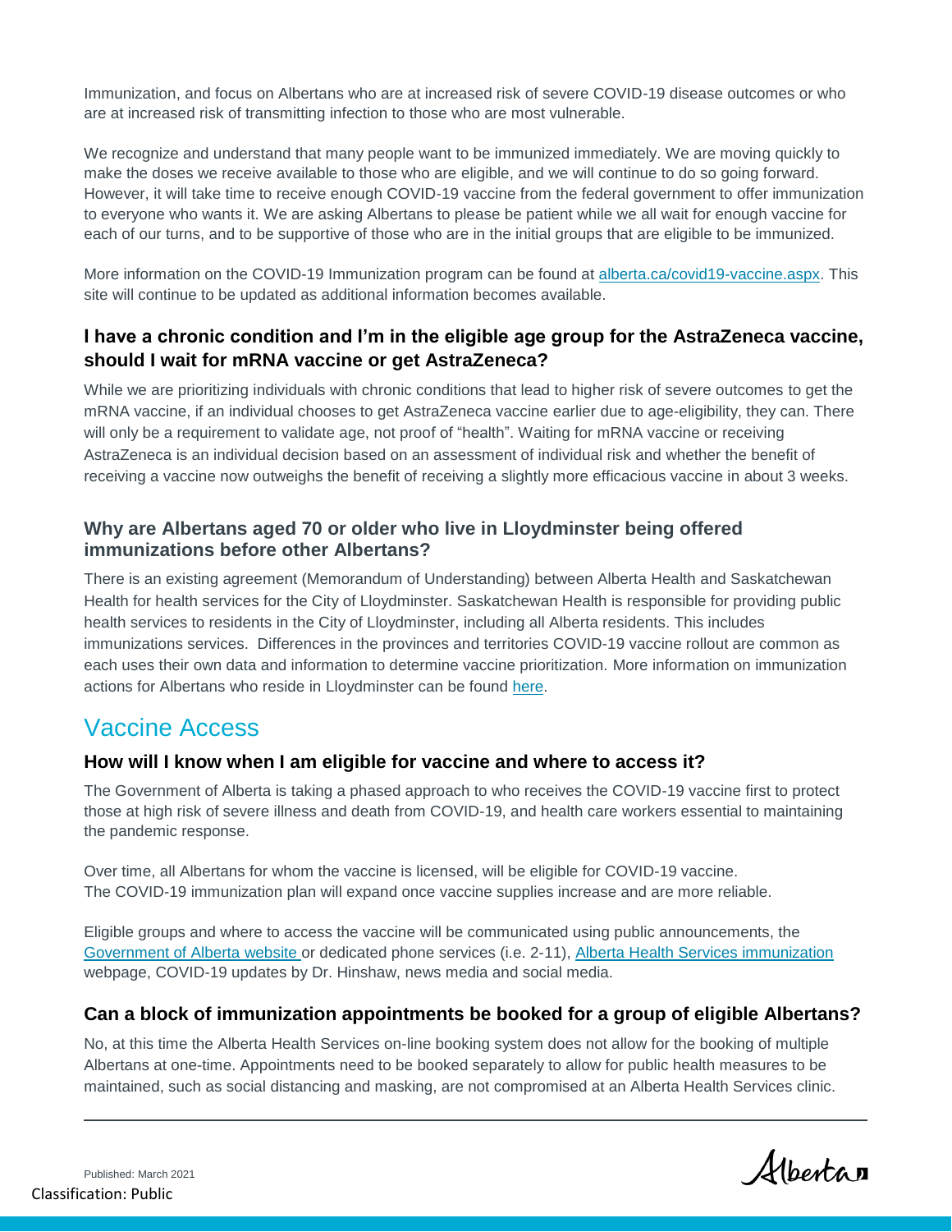Immunization, and focus on Albertans who are at increased risk of severe COVID-19 disease outcomes or who are at increased risk of transmitting infection to those who are most vulnerable.

We recognize and understand that many people want to be immunized immediately. We are moving quickly to make the doses we receive available to those who are eligible, and we will continue to do so going forward. However, it will take time to receive enough COVID-19 vaccine from the federal government to offer immunization to everyone who wants it. We are asking Albertans to please be patient while we all wait for enough vaccine for each of our turns, and to be supportive of those who are in the initial groups that are eligible to be immunized.

More information on the COVID-19 Immunization program can be found at [alberta.ca/covid19-vaccine.aspx](alberta.ca/covid19-vaccine.aspx). This site will continue to be updated as additional information becomes available.

### I have a chronic condition and I'm in the eligible age group for the AstraZeneca vaccine, should I wait for mRNA vaccine or get AstraZeneca?

While we are prioritizing individuals with chronic conditions that lead to higher risk of severe outcomes to get the mRNA vaccine, if an individual chooses to get AstraZeneca vaccine earlier due to age-eligibility, they can. There will only be a requirement to validate age, not proof of "health". Waiting for mRNA vaccine or receiving AstraZeneca is an individual decision based on an assessment of individual risk and whether the benefit of receiving a vaccine now outweighs the benefit of receiving a slightly more efficacious vaccine in about 3 weeks.

### Why are Albertans aged 70 or older who live in Lloydminster being offered immunizations before other Albertans?

There is an existing agreement (Memorandum of Understanding) between Alberta Health and Saskatchewan Health for health services for the City of Lloydminster. Saskatchewan Health is responsible for providing public health services to residents in the City of Lloydminster, including all Alberta residents. This includes immunizations services. Differences in the provinces and territories COVID-19 vaccine rollout are common as each uses their own data and information to determine vaccine prioritization. More information on immunization actions for Albertans who reside in Lloydminster can be found here.

## Vaccine Access

### How will I know when I am eligible for vaccine and where to access it?

The Government of Alberta is taking a phased approach to who receives the COVID-19 vaccine first to protect those at high risk of severe illness and death from COVID-19, and health care workers essential to maintaining the pandemic response.

Over time, all Albertans for whom the vaccine is licensed, will be eligible for COVID-19 vaccine. The COVID-19 immunization plan will expand once vaccine supplies increase and are more reliable.

Eligible groups and where to access the vaccine will be communicated using public announcements, the Government of Alberta website or dedicated phone services (i.e. 2-11), Alberta Health Services immunization webpage, COVID-19 updates by Dr. Hinshaw, news media and social media.

### Can a block of immunization appointments be booked for a group of eligible Albertans?

No, at this time the Alberta Health Services on-line booking system does not allow for the booking of multiple Albertans at one-time. Appointments need to be booked separately to allow for public health measures to be maintained, such as social distancing and masking, are not compromised at an Alberta Health Services clinic.

Published: March 2021

Classification: Public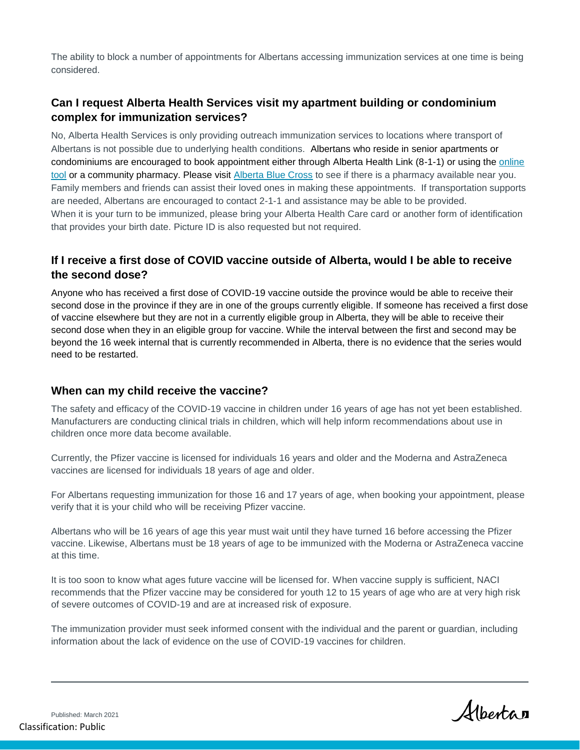The ability to block a number of appointments for Albertans accessing immunization services at one time is being considered.

### Can I request Alberta Health Services visit my apartment building or condominium complex for immunization services?

No, Alberta Health Services is only providing outreach immunization services to locations where transport of Albertans is not possible due to underlying health conditions. Albertans who reside in senior apartments or condominiums are encouraged to book appointment either through Alberta Health Link (8-1-1) or using the online tool or a community pharmacy. Please visit Alberta Blue Cross to see if there is a pharmacy available near you. Family members and friends can assist their loved ones in making these appointments. If transportation supports are needed, Albertans are encouraged to contact 2-1-1 and assistance may be able to be provided. When it is your turn to be immunized, please bring your Alberta Health Care card or another form of identification that provides your birth date. Picture ID is also requested but not required.

### If I receive a first dose of COVID vaccine outside of Alberta, would I be able to receive the second dose?

Anyone who has received a first dose of COVID-19 vaccine outside the province would be able to receive their second dose in the province if they are in one of the groups currently eligible. If someone has received a first dose of vaccine elsewhere but they are not in a currently eligible group in Alberta, they will be able to receive their second dose when they in an eligible group for vaccine. While the interval between the first and second may be beyond the 16 week internal that is currently recommended in Alberta, there is no evidence that the series would need to be restarted.

### When can my child receive the vaccine?

The safety and efficacy of the COVID-19 vaccine in children under 16 years of age has not yet been established. Manufacturers are conducting clinical trials in children, which will help inform recommendations about use in children once more data become available.

Currently, the Pfizer vaccine is licensed for individuals 16 years and older and the Moderna and AstraZeneca vaccines are licensed for individuals 18 years of age and older.

For Albertans requesting immunization for those 16 and 17 years of age, when booking your appointment, please verify that it is your child who will be receiving Pfizer vaccine.

Albertans who will be 16 years of age this year must wait until they have turned 16 before accessing the Pfizer vaccine. Likewise, Albertans must be 18 years of age to be immunized with the Moderna or AstraZeneca vaccine at this time.

It is too soon to know what ages future vaccine will be licensed for. When vaccine supply is sufficient, NACI recommends that the Pfizer vaccine may be considered for youth 12 to 15 years of age who are at very high risk of severe outcomes of COVID-19 and are at increased risk of exposure.

The immunization provider must seek informed consent with the individual and the parent or guardian, including information about the lack of evidence on the use of COVID-19 vaccines for children.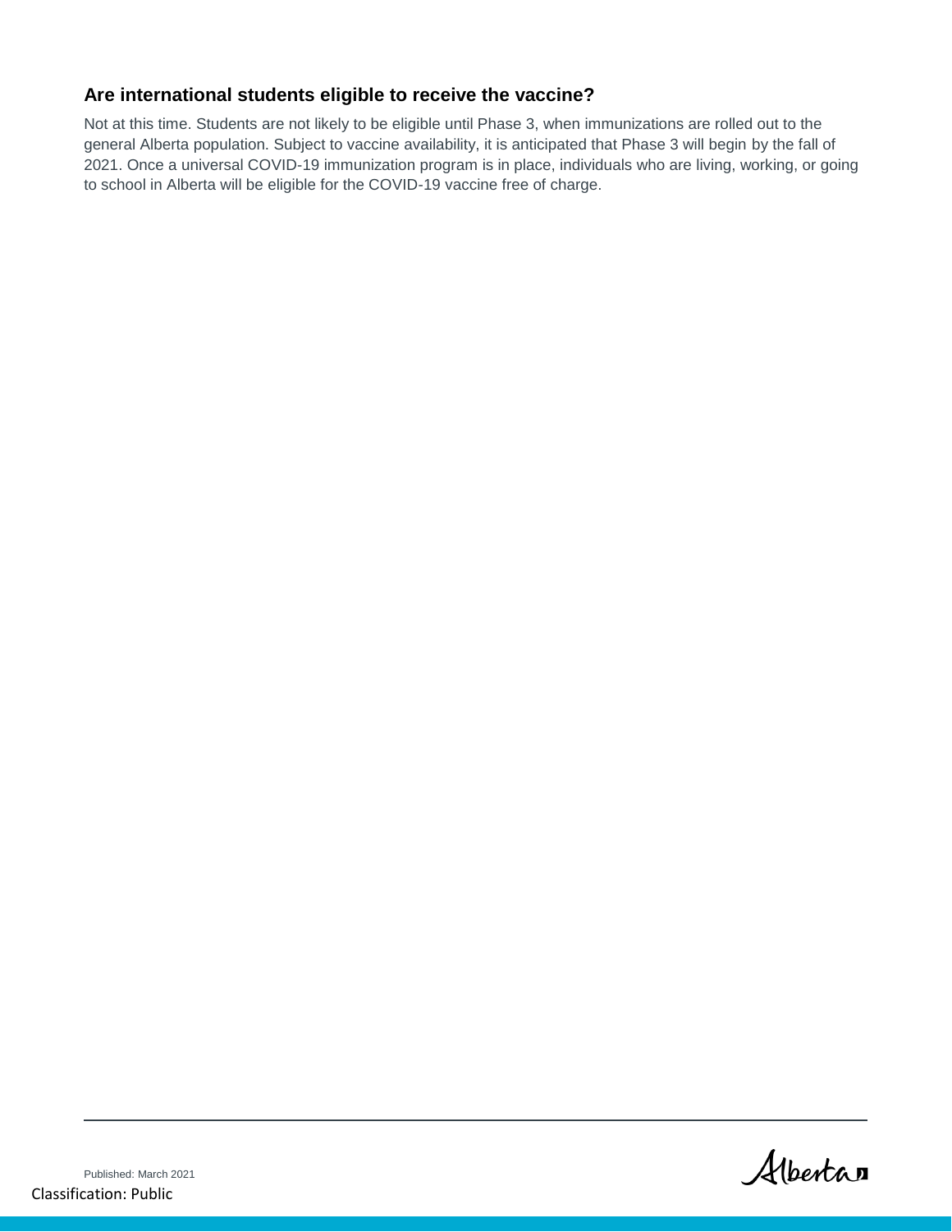### Are international students eligible to receive the vaccine?

Not at this time. Students are not likely to be eligible until Phase 3, when immunizations are rolled out to the general Alberta population. Subject to vaccine availability, it is anticipated that Phase 3 will begin by the fall of 2021. Once a universal COVID-19 immunization program is in place, individuals who are living, working, or going to school in Alberta will be eligible for the COVID-19 vaccine free of charge.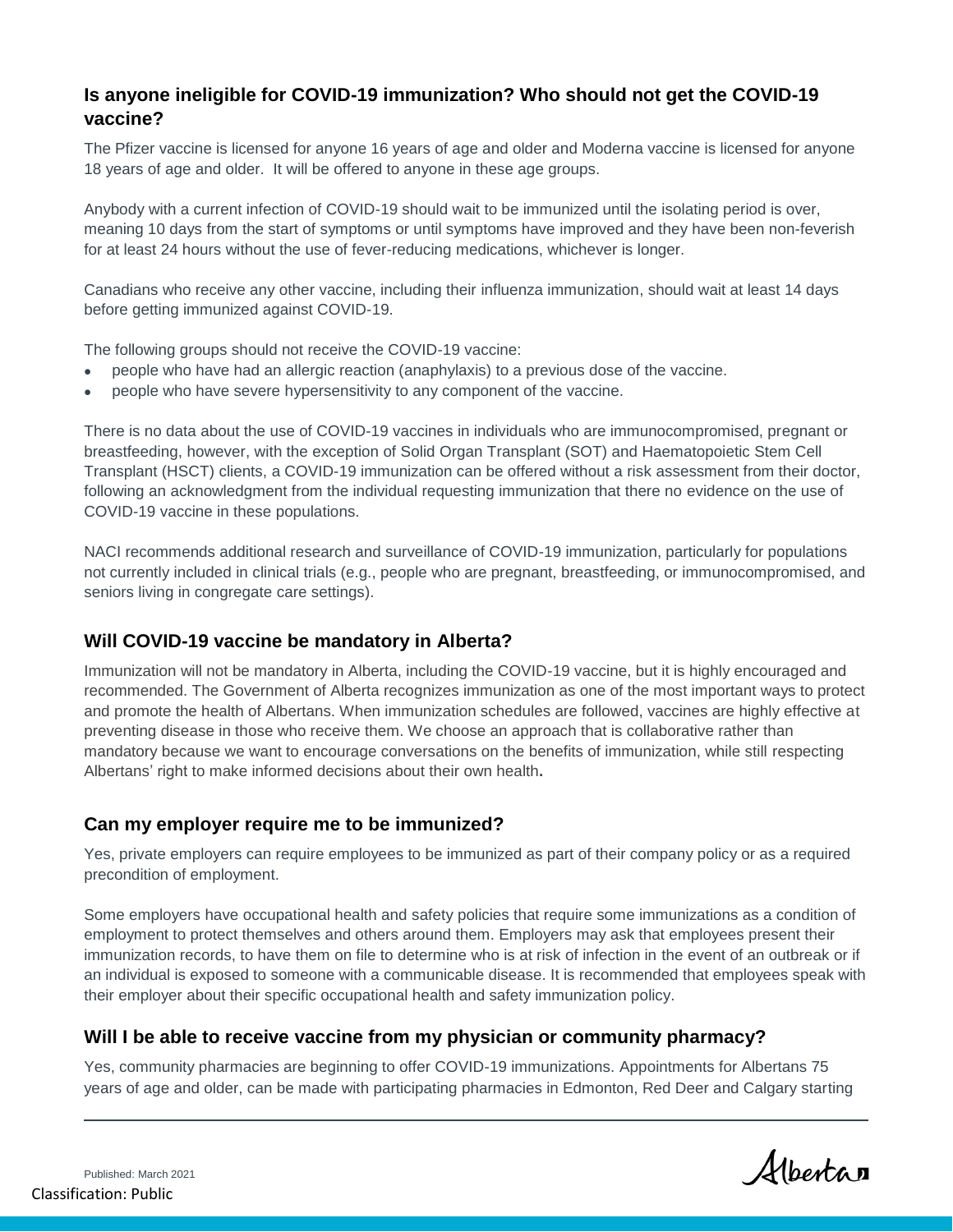## Is anyone ineligible for COVID-19 immunization? Who should not get the COVID-19 vaccine?

The Pfizer vaccine is licensed for anyone 16 years of age and older and Moderna vaccine is licensed for anyone 18 years of age and older. It will be offered to anyone in these age groups.

Anybody with a current infection of COVID-19 should wait to be immunized until the isolating period is over, meaning 10 days from the start of symptoms or until symptoms have improved and they have been non-feverish for at least 24 hours without the use of fever-reducing medications, whichever is longer.

Canadians who receive any other vaccine, including their influenza immunization, should wait at least 14 days before getting immunized against COVID-19.

The following groups should not receive the COVID-19 vaccine:

- people who have had an allergic reaction (anaphylaxis) to a previous dose of the vaccine.
- people who have severe hypersensitivity to any component of the vaccine.

There is no data about the use of COVID-19 vaccines in individuals who are immunocompromised, pregnant or breastfeeding, however, with the exception of Solid Organ Transplant (SOT) and Haematopoietic Stem Cell Transplant (HSCT) clients, a COVID-19 immunization can be offered without a risk assessment from their doctor, following an acknowledgment from the individual requesting immunization that there no evidence on the use of COVID-19 vaccine in these populations.

NACI recommends additional research and surveillance of COVID-19 immunization, particularly for populations not currently included in clinical trials (e.g., people who are pregnant, breastfeeding, or immunocompromised, and seniors living in congregate care settings).

## Will COVID-19 vaccine be mandatory in Alberta?

Immunization will not be mandatory in Alberta, including the COVID-19 vaccine, but it is highly encouraged and recommended. The Government of Alberta recognizes immunization as one of the most important ways to protect and promote the health of Albertans. When immunization schedules are followed, vaccines are highly effective at preventing disease in those who receive them. We choose an approach that is collaborative rather than mandatory because we want to encourage conversations on the benefits of immunization, while still respecting Albertans' right to make informed decisions about their own health**.**

## Can my employer require me to be immunized?

Yes, private employers can require employees to be immunized as part of their company policy or as a required precondition of employment.

Some employers have occupational health and safety policies that require some immunizations as a condition of employment to protect themselves and others around them. Employers may ask that employees present their immunization records, to have them on file to determine who is at risk of infection in the event of an outbreak or if an individual is exposed to someone with a communicable disease. It is recommended that employees speak with their employer about their specific occupational health and safety immunization policy.

## Will I be able to receive vaccine from my physician or community pharmacy?

Yes, community pharmacies are beginning to offer COVID-19 immunizations. Appointments for Albertans 75 years of age and older, can be made with participating pharmacies in Edmonton, Red Deer and Calgary starting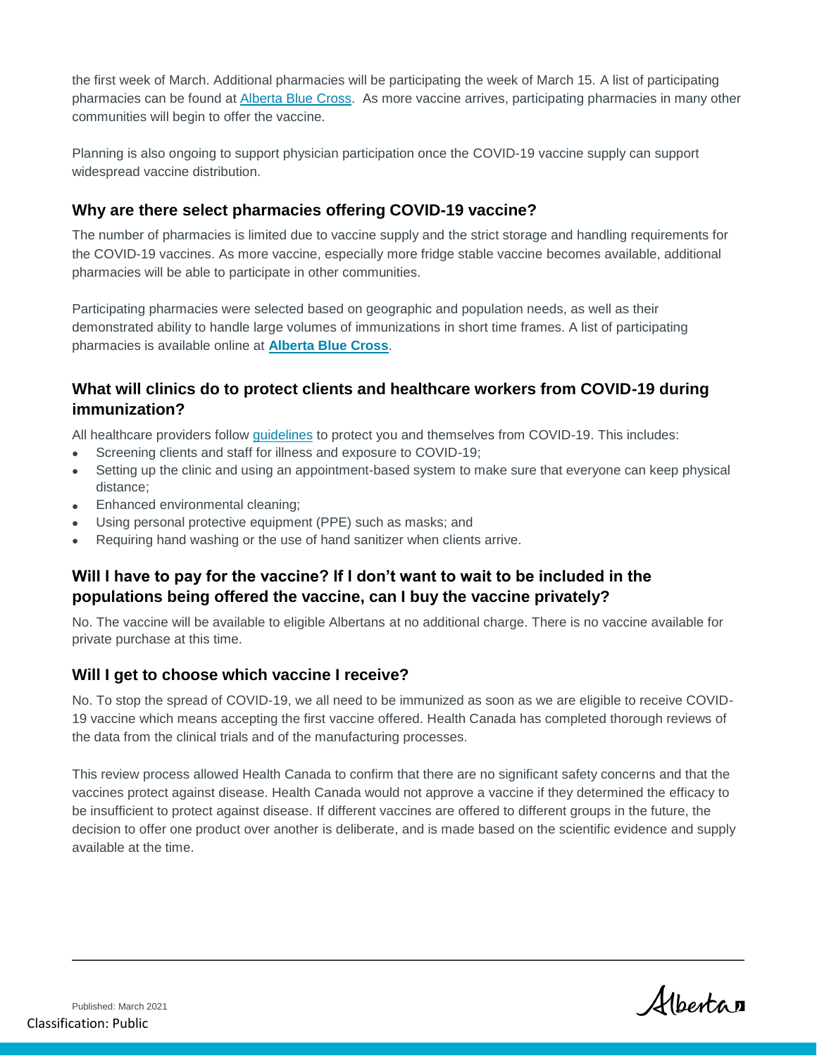the first week of March. Additional pharmacies will be participating the week of March 15. A list of participating pharmacies can be found at Alberta Blue Cross. As more vaccine arrives, participating pharmacies in many other communities will begin to offer the vaccine.

Planning is also ongoing to support physician participation once the COVID-19 vaccine supply can support widespread vaccine distribution.

### Why are there select pharmacies offering COVID-19 vaccine?

The number of pharmacies is limited due to vaccine supply and the strict storage and handling requirements for the COVID-19 vaccines. As more vaccine, especially more fridge stable vaccine becomes available, additional pharmacies will be able to participate in other communities.

Participating pharmacies were selected based on geographic and population needs, as well as their demonstrated ability to handle large volumes of immunizations in short time frames. A list of participating pharmacies is available online at **Alberta Blue Cross**.

### What will clinics do to protect clients and healthcare workers from COVID-19 during immunization?

All healthcare providers follow guidelines to protect you and themselves from COVID-19. This includes:

- Screening clients and staff for illness and exposure to COVID-19;
- Setting up the clinic and using an appointment-based system to make sure that everyone can keep physical distance;
- Enhanced environmental cleaning;
- Using personal protective equipment (PPE) such as masks; and
- Requiring hand washing or the use of hand sanitizer when clients arrive.

### Will I have to pay for the vaccine? If I don't want to wait to be included in the populations being offered the vaccine, can I buy the vaccine privately?

No. The vaccine will be available to eligible Albertans at no additional charge. There is no vaccine available for private purchase at this time.

### Will I get to choose which vaccine I receive?

No. To stop the spread of COVID-19, we all need to be immunized as soon as we are eligible to receive COVID-19 vaccine which means accepting the first vaccine offered. Health Canada has completed thorough reviews of the data from the clinical trials and of the manufacturing processes.

This review process allowed Health Canada to confirm that there are no significant safety concerns and that the vaccines protect against disease. Health Canada would not approve a vaccine if they determined the efficacy to be insufficient to protect against disease. If different vaccines are offered to different groups in the future, the decision to offer one product over another is deliberate, and is made based on the scientific evidence and supply available at the time.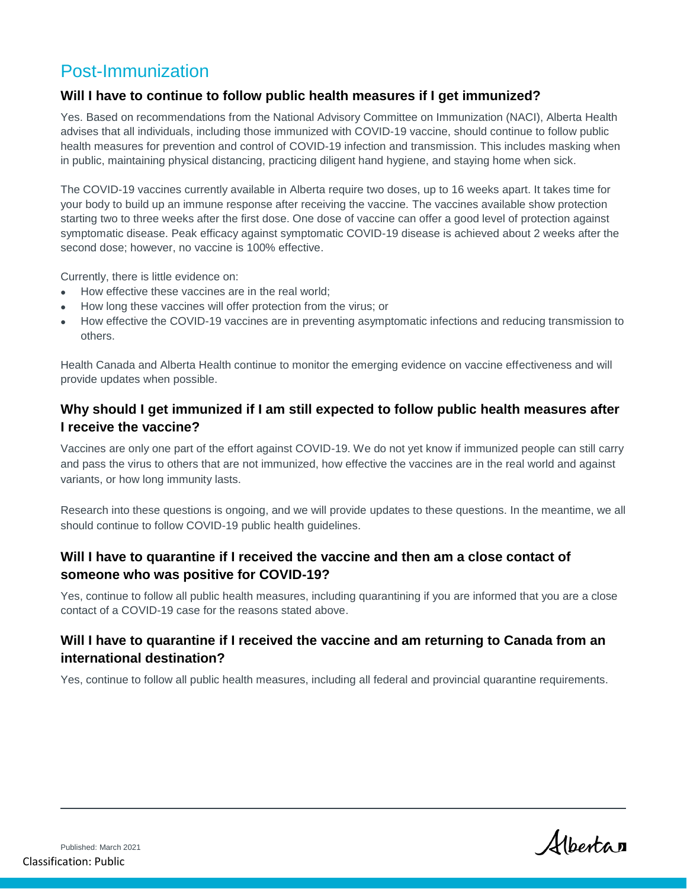## Post-Immunization

### Will I have to continue to follow public health measures if I get immunized?

Yes. Based on recommendations from the National Advisory Committee on Immunization (NACI), Alberta Health advises that all individuals, including those immunized with COVID-19 vaccine, should continue to follow public health measures for prevention and control of COVID-19 infection and transmission. This includes masking when in public, maintaining physical distancing, practicing diligent hand hygiene, and staying home when sick.

The COVID-19 vaccines currently available in Alberta require two doses, up to 16 weeks apart. It takes time for your body to build up an immune response after receiving the vaccine. The vaccines available show protection starting two to three weeks after the first dose. One dose of vaccine can offer a good level of protection against symptomatic disease. Peak efficacy against symptomatic COVID-19 disease is achieved about 2 weeks after the second dose; however, no vaccine is 100% effective.

Currently, there is little evidence on:

- How effective these vaccines are in the real world;
- How long these vaccines will offer protection from the virus; or
- How effective the COVID-19 vaccines are in preventing asymptomatic infections and reducing transmission to others.

Health Canada and Alberta Health continue to monitor the emerging evidence on vaccine effectiveness and will provide updates when possible.

### Why should I get immunized if I am still expected to follow public health measures after I receive the vaccine?

Vaccines are only one part of the effort against COVID-19. We do not yet know if immunized people can still carry and pass the virus to others that are not immunized, how effective the vaccines are in the real world and against variants, or how long immunity lasts.

Research into these questions is ongoing, and we will provide updates to these questions. In the meantime, we all should continue to follow COVID-19 public health guidelines.

### Will I have to quarantine if I received the vaccine and then am a close contact of someone who was positive for COVID-19?

Yes, continue to follow all public health measures, including quarantining if you are informed that you are a close contact of a COVID-19 case for the reasons stated above.

### Will I have to quarantine if I received the vaccine and am returning to Canada from an international destination?

Yes, continue to follow all public health measures, including all federal and provincial quarantine requirements.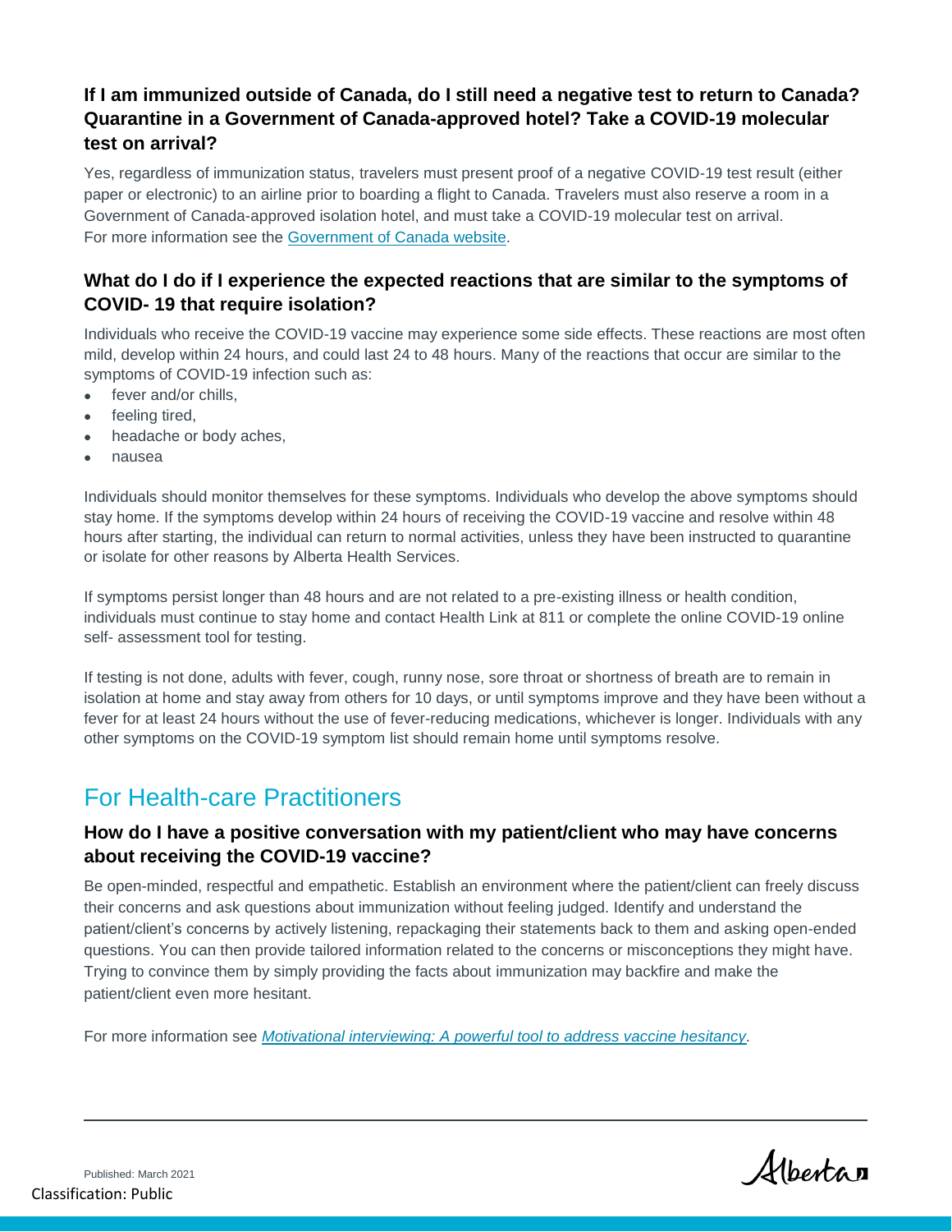### If I am immunized outside of Canada, do I still need a negative test to return to Canada? Quarantine in a Government of Canada-approved hotel? Take a COVID-19 molecular test on arrival?

Yes, regardless of immunization status, travelers must present proof of a negative COVID-19 test result (either paper or electronic) to an airline prior to boarding a flight to Canada. Travelers must also reserve a room in a Government of Canada-approved isolation hotel, and must take a COVID-19 molecular test on arrival. For more information see the [Government of Canada website](#).

### What do I do if I experience the expected reactions that are similar to the symptoms of COVID- 19 that require isolation?

Individuals who receive the COVID-19 vaccine may experience some side effects. These reactions are most often mild, develop within 24 hours, and could last 24 to 48 hours. Many of the reactions that occur are similar to the symptoms of COVID-19 infection such as:

- fever and/or chills,
- feeling tired,
- headache or body aches,
- nausea

Individuals should monitor themselves for these symptoms. Individuals who develop the above symptoms should stay home. If the symptoms develop within 24 hours of receiving the COVID-19 vaccine and resolve within 48 hours after starting, the individual can return to normal activities, unless they have been instructed to quarantine or isolate for other reasons by Alberta Health Services.

If symptoms persist longer than 48 hours and are not related to a pre-existing illness or health condition, individuals must continue to stay home and contact Health Link at 811 or complete the online COVID-19 online self- assessment tool for testing.

If testing is not done, adults with fever, cough, runny nose, sore throat or shortness of breath are to remain in isolation at home and stay away from others for 10 days, or until symptoms improve and they have been without a fever for at least 24 hours without the use of fever-reducing medications, whichever is longer. Individuals with any other symptoms on the COVID-19 symptom list should remain home until symptoms resolve.

## For Health-care Practitioners

### How do I have a positive conversation with my patient/client who may have concerns about receiving the COVID-19 vaccine?

Be open-minded, respectful and empathetic. Establish an environment where the patient/client can freely discuss their concerns and ask questions about immunization without feeling judged. Identify and understand the patient/client's concerns by actively listening, repackaging their statements back to them and asking open-ended questions. You can then provide tailored information related to the concerns or misconceptions they might have. Trying to convince them by simply providing the facts about immunization may backfire and make the patient/client even more hesitant.

For more information see *[Motivational interviewing: A powerful tool to address vaccine hesitancy](#)*.

Published: March 2021

Classification: Public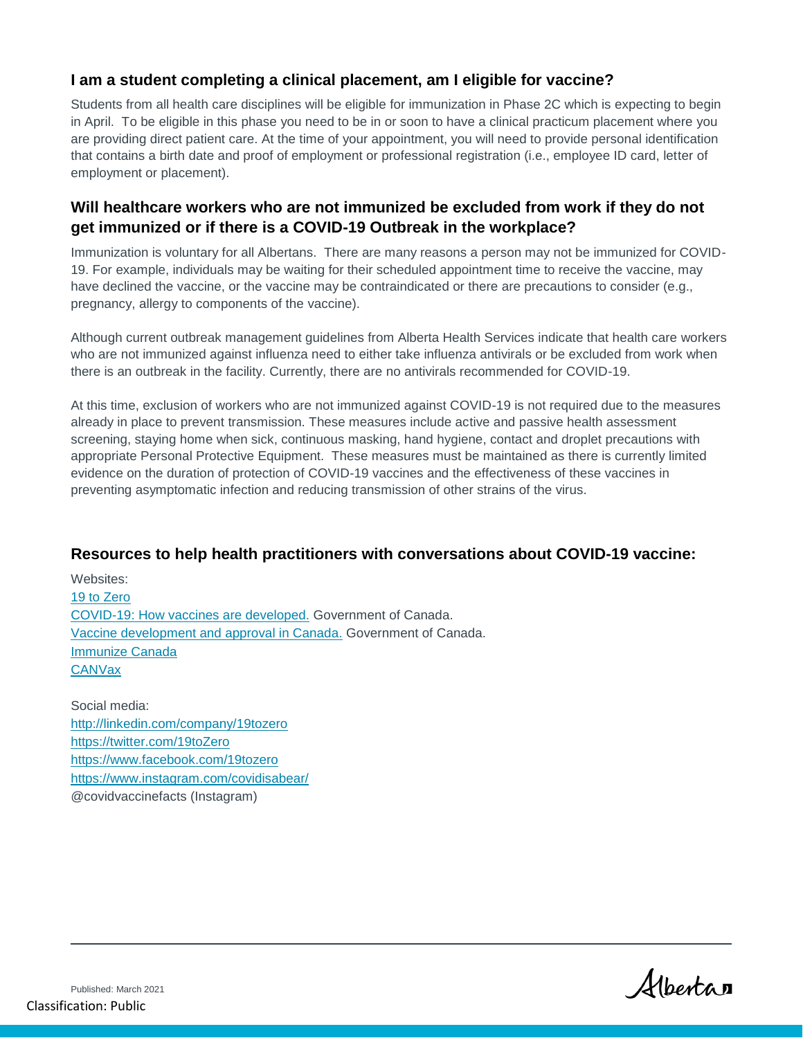### I am a student completing a clinical placement, am I eligible for vaccine?

Students from all health care disciplines will be eligible for immunization in Phase 2C which is expecting to begin in April. To be eligible in this phase you need to be in or soon to have a clinical practicum placement where you are providing direct patient care. At the time of your appointment, you will need to provide personal identification that contains a birth date and proof of employment or professional registration (i.e., employee ID card, letter of employment or placement).

### Will healthcare workers who are not immunized be excluded from work if they do not get immunized or if there is a COVID-19 Outbreak in the workplace?

Immunization is voluntary for all Albertans. There are many reasons a person may not be immunized for COVID-19. For example, individuals may be waiting for their scheduled appointment time to receive the vaccine, may have declined the vaccine, or the vaccine may be contraindicated or there are precautions to consider (e.g., pregnancy, allergy to components of the vaccine).

Although current outbreak management guidelines from Alberta Health Services indicate that health care workers who are not immunized against influenza need to either take influenza antivirals or be excluded from work when there is an outbreak in the facility. Currently, there are no antivirals recommended for COVID-19.

At this time, exclusion of workers who are not immunized against COVID-19 is not required due to the measures already in place to prevent transmission. These measures include active and passive health assessment screening, staying home when sick, continuous masking, hand hygiene, contact and droplet precautions with appropriate Personal Protective Equipment. These measures must be maintained as there is currently limited evidence on the duration of protection of COVID-19 vaccines and the effectiveness of these vaccines in preventing asymptomatic infection and reducing transmission of other strains of the virus.

### Resources to help health practitioners with conversations about COVID-19 vaccine:

Websites:
19 to Zero
COVID-19: How vaccines are developed. Government of Canada.
Vaccine development and approval in Canada. Government of Canada.
Immunize Canada
CANVax

Social media:
http://linkedin.com/company/19tozero
https://twitter.com/19toZero
https://www.facebook.com/19tozero
https://www.instagram.com/covidisabear/
@covidvaccinefacts (Instagram)

Published: March 2021

Classification: Public